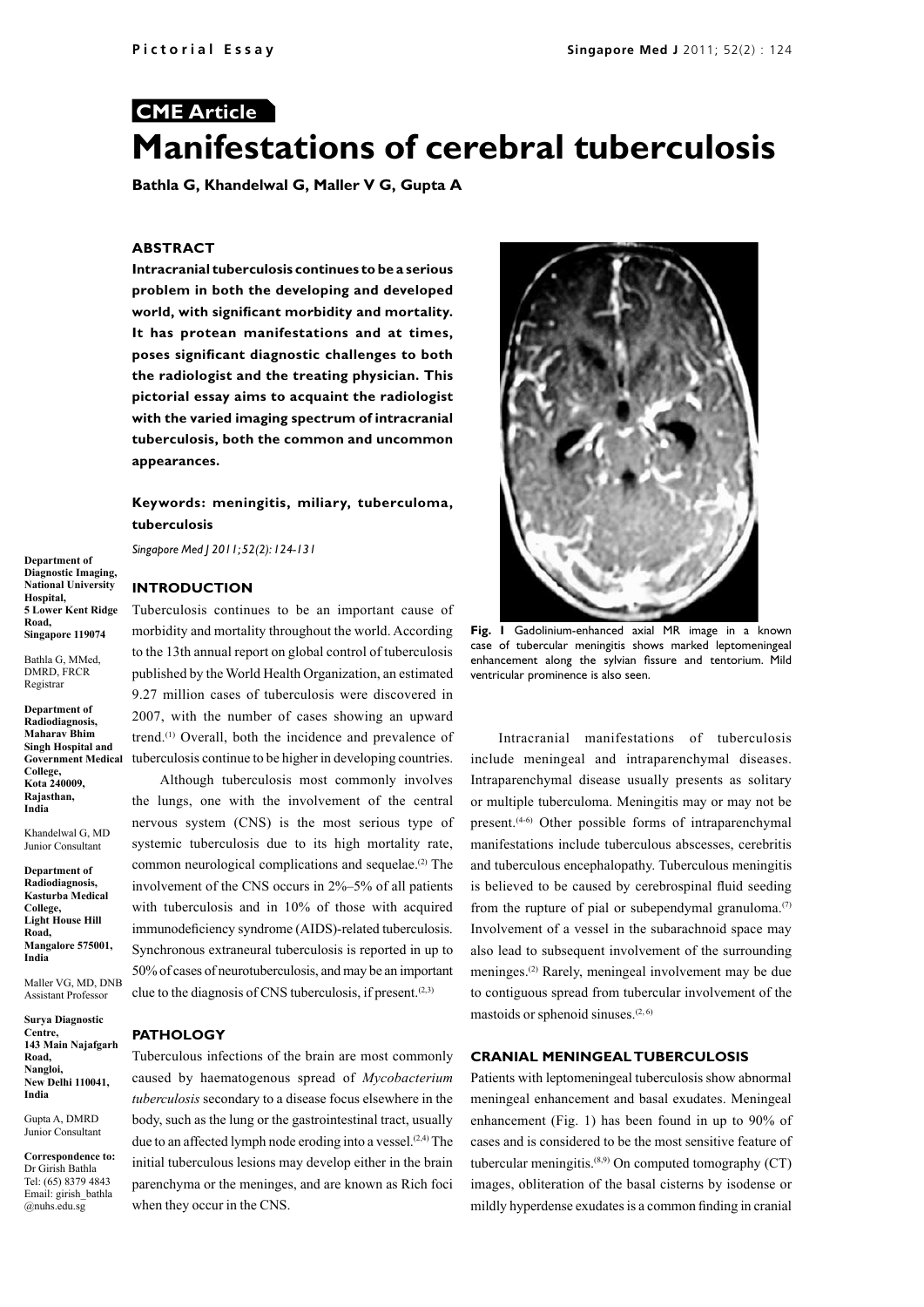**CME Article**

# Manifestations of cerebral tuberculosis

**Bathla G, Khandelwal G, Maller V G, Gupta A**

## ABSTRACT

**Intracranial tuberculosis continues to be a serious problem in both the developing and developed world, with significant morbidity and mortality. It has protean manifestations and at times, poses significant diagnostic challenges to both the radiologist and the treating physician. This pictorial essay aims to acquaint the radiologist with the varied imaging spectrum of intracranial tuberculosis, both the common and uncommon appearances.**

**Keywords: meningitis, miliary, tuberculoma, tuberculosis**

*Singapore Med J 2011; 52(2): 124-131*

**Department of Diagnostic Imaging, National University Hospital, 5 Lower Kent Ridge Road, Singapore 119074**

Bathla G, MMed, DMRD, FRCR
Registrar

**Department of Radiodiagnosis, Maharav Bhim Singh Hospital and Government Medical College, Kota 240009, Rajasthan, India**

Khandelwal G, MD
Junior Consultant

**Department of Radiodiagnosis, Kasturba Medical College, Light House Hill Road, Mangalore 575001, India**

Maller VG, MD, DNB
Assistant Professor

**Surya Diagnostic Centre, 143 Main Najafgarh Road, Nangloi, New Delhi 110041, India**

Gupta A, DMRD
Junior Consultant

**Correspondence to:** Dr Girish Bathla
Tel: (65) 8379 4843
Email: girish_bathla@nuhs.edu.sg

## INTRODUCTION

Tuberculosis continues to be an important cause of morbidity and mortality throughout the world. According to the 13th annual report on global control of tuberculosis published by the World Health Organization, an estimated 9.27 million cases of tuberculosis were discovered in 2007, with the number of cases showing an upward trend.[1] Overall, both the incidence and prevalence of tuberculosis continue to be higher in developing countries.

Although tuberculosis most commonly involves the lungs, one with the involvement of the central nervous system (CNS) is the most serious type of systemic tuberculosis due to its high mortality rate, common neurological complications and sequelae.[2] The involvement of the CNS occurs in 2%–5% of all patients with tuberculosis and in 10% of those with acquired immunodeficiency syndrome (AIDS)-related tuberculosis. Synchronous extraneural tuberculosis is reported in up to 50% of cases of neurotuberculosis, and may be an important clue to the diagnosis of CNS tuberculosis, if present.[2,3]

## PATHOLOGY

Tuberculous infections of the brain are most commonly caused by haematogenous spread of *Mycobacterium tuberculosis* secondary to a disease focus elsewhere in the body, such as the lung or the gastrointestinal tract, usually due to an affected lymph node eroding into a vessel.[2,4] The initial tuberculous lesions may develop either in the brain parenchyma or the meninges, and are known as Rich foci when they occur in the CNS.

**Fig. 1** Gadolinium-enhanced axial MR image in a known case of tubercular meningitis shows marked leptomeningeal enhancement along the sylvian fissure and tentorium. Mild ventricular prominence is also seen.

Intracranial manifestations of tuberculosis include meningeal and intraparenchymal diseases. Intraparenchymal disease usually presents as solitary or multiple tuberculoma. Meningitis may or may not be present.[4-6] Other possible forms of intraparenchymal manifestations include tuberculous abscesses, cerebritis and tuberculous encephalopathy. Tuberculous meningitis is believed to be caused by cerebrospinal fluid seeding from the rupture of pial or subependymal granuloma.[7] Involvement of a vessel in the subarachnoid space may also lead to subsequent involvement of the surrounding meninges.[2] Rarely, meningeal involvement may be due to contiguous spread from tubercular involvement of the mastoids or sphenoid sinuses.[2, 6]

## CRANIAL MENINGEAL TUBERCULOSIS

Patients with leptomeningeal tuberculosis show abnormal meningeal enhancement and basal exudates. Meningeal enhancement (Fig. 1) has been found in up to 90% of cases and is considered to be the most sensitive feature of tubercular meningitis.[8,9] On computed tomography (CT) images, obliteration of the basal cisterns by isodense or mildly hyperdense exudates is a common finding in cranial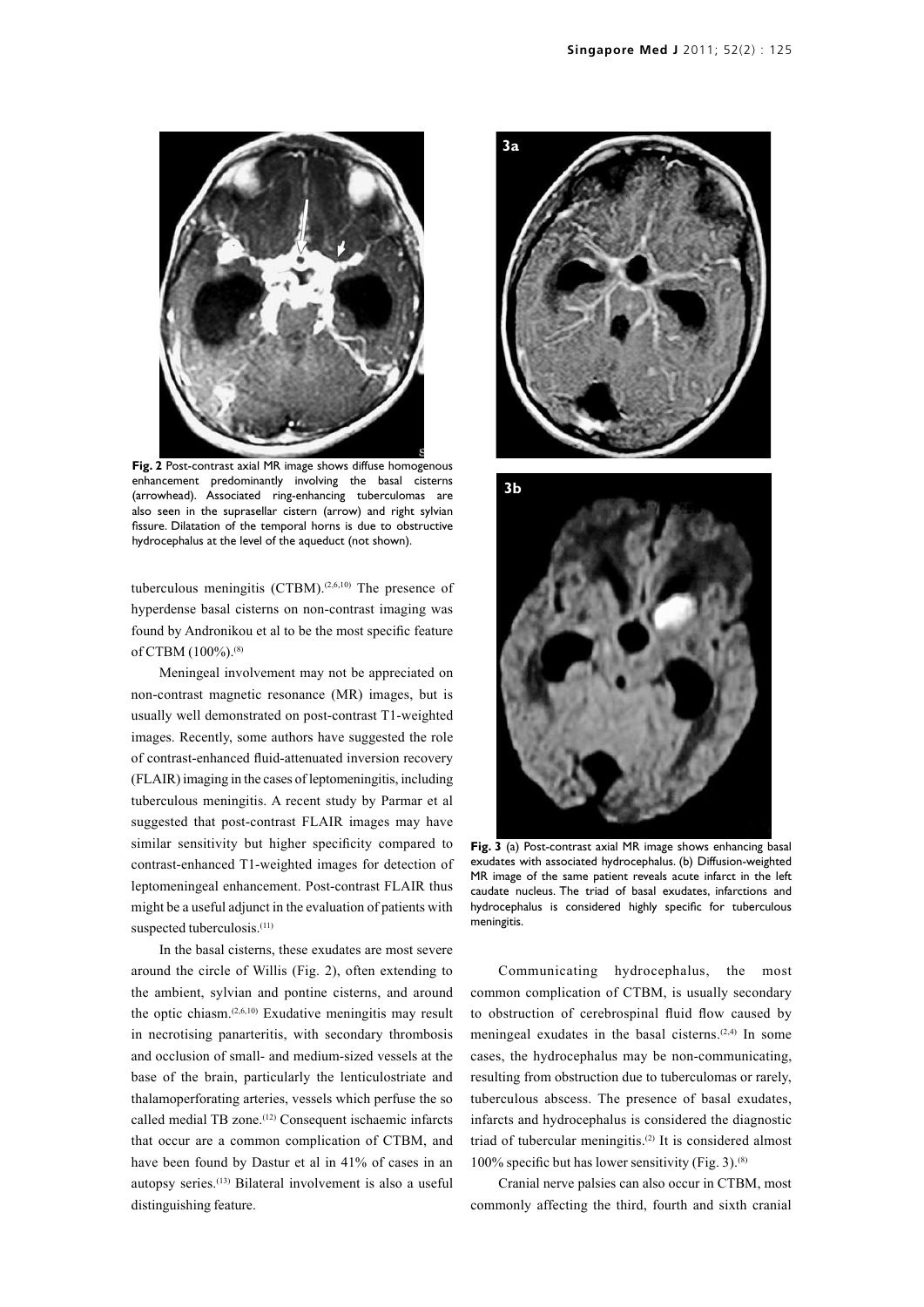**Fig. 2** Post-contrast axial MR image shows diffuse homogenous enhancement predominantly involving the basal cisterns (arrowhead). Associated ring-enhancing tuberculomas are also seen in the suprasellar cistern (arrow) and right sylvian fissure. Dilatation of the temporal horns is due to obstructive hydrocephalus at the level of the aqueduct (not shown).

tuberculous meningitis (CTBM).[2,6,10] The presence of hyperdense basal cisterns on non-contrast imaging was found by Andronikou et al to be the most specific feature of CTBM (100%).[8]

Meningeal involvement may not be appreciated on non-contrast magnetic resonance (MR) images, but is usually well demonstrated on post-contrast T1-weighted images. Recently, some authors have suggested the role of contrast-enhanced fluid-attenuated inversion recovery (FLAIR) imaging in the cases of leptomeningitis, including tuberculous meningitis. A recent study by Parmar et al suggested that post-contrast FLAIR images may have similar sensitivity but higher specificity compared to contrast-enhanced T1-weighted images for detection of leptomeningeal enhancement. Post-contrast FLAIR thus might be a useful adjunct in the evaluation of patients with suspected tuberculosis.[11]

In the basal cisterns, these exudates are most severe around the circle of Willis (Fig. 2), often extending to the ambient, sylvian and pontine cisterns, and around the optic chiasm.[2,6,10] Exudative meningitis may result in necrotising panarteritis, with secondary thrombosis and occlusion of small- and medium-sized vessels at the base of the brain, particularly the lenticulostriate and thalamoperforating arteries, vessels which perfuse the so called medial TB zone.[12] Consequent ischaemic infarcts that occur are a common complication of CTBM, and have been found by Dastur et al in 41% of cases in an autopsy series.[13] Bilateral involvement is also a useful distinguishing feature.

**Fig. 3** (a) Post-contrast axial MR image shows enhancing basal exudates with associated hydrocephalus. (b) Diffusion-weighted MR image of the same patient reveals acute infarct in the left caudate nucleus. The triad of basal exudates, infarctions and hydrocephalus is considered highly specific for tuberculous meningitis.

Communicating hydrocephalus, the most common complication of CTBM, is usually secondary to obstruction of cerebrospinal fluid flow caused by meningeal exudates in the basal cisterns.[2,4] In some cases, the hydrocephalus may be non-communicating, resulting from obstruction due to tuberculomas or rarely, tuberculous abscess. The presence of basal exudates, infarcts and hydrocephalus is considered the diagnostic triad of tubercular meningitis.[2] It is considered almost 100% specific but has lower sensitivity (Fig. 3).[8]

Cranial nerve palsies can also occur in CTBM, most commonly affecting the third, fourth and sixth cranial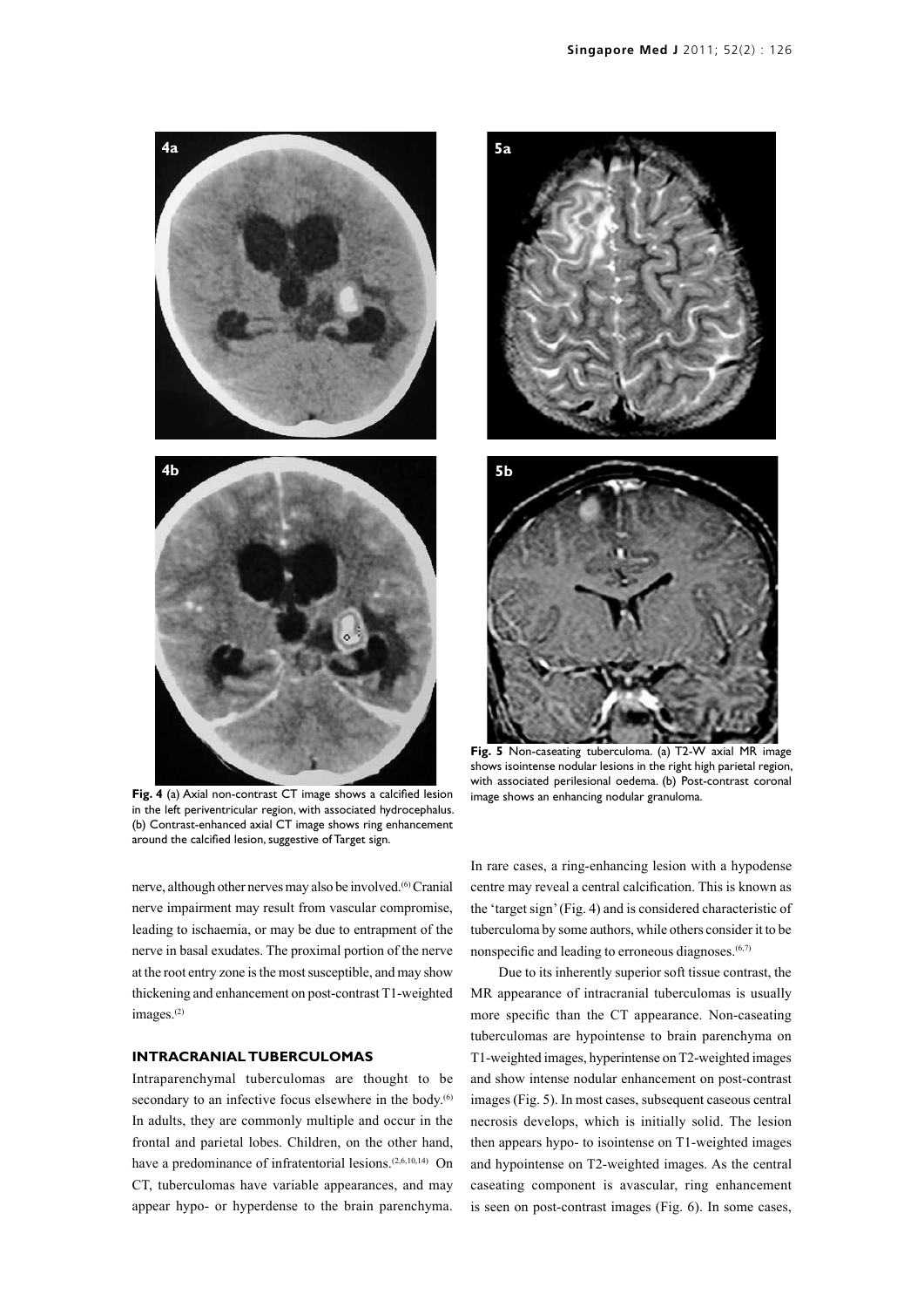**Fig. 4** (a) Axial non-contrast CT image shows a calcified lesion in the left periventricular region, with associated hydrocephalus. (b) Contrast-enhanced axial CT image shows ring enhancement around the calcified lesion, suggestive of Target sign.

**Fig. 5** Non-caseating tuberculoma. (a) T2-W axial MR image shows isointense nodular lesions in the right high parietal region, with associated perilesional oedema. (b) Post-contrast coronal image shows an enhancing nodular granuloma.

nerve, although other nerves may also be involved.[6] Cranial nerve impairment may result from vascular compromise, leading to ischaemia, or may be due to entrapment of the nerve in basal exudates. The proximal portion of the nerve at the root entry zone is the most susceptible, and may show thickening and enhancement on post-contrast T1-weighted images.[2]

## INTRACRANIAL TUBERCULOMAS

Intraparenchymal tuberculomas are thought to be secondary to an infective focus elsewhere in the body.[6] In adults, they are commonly multiple and occur in the frontal and parietal lobes. Children, on the other hand, have a predominance of infratentorial lesions.[2,6,10,14] On CT, tuberculomas have variable appearances, and may appear hypo- or hyperdense to the brain parenchyma. In rare cases, a ring-enhancing lesion with a hypodense centre may reveal a central calcification. This is known as the 'target sign' (Fig. 4) and is considered characteristic of tuberculoma by some authors, while others consider it to be nonspecific and leading to erroneous diagnoses.[6,7]

Due to its inherently superior soft tissue contrast, the MR appearance of intracranial tuberculomas is usually more specific than the CT appearance. Non-caseating tuberculomas are hypointense to brain parenchyma on T1-weighted images, hyperintense on T2-weighted images and show intense nodular enhancement on post-contrast images (Fig. 5). In most cases, subsequent caseous central necrosis develops, which is initially solid. The lesion then appears hypo- to isointense on T1-weighted images and hypointense on T2-weighted images. As the central caseating component is avascular, ring enhancement is seen on post-contrast images (Fig. 6). In some cases,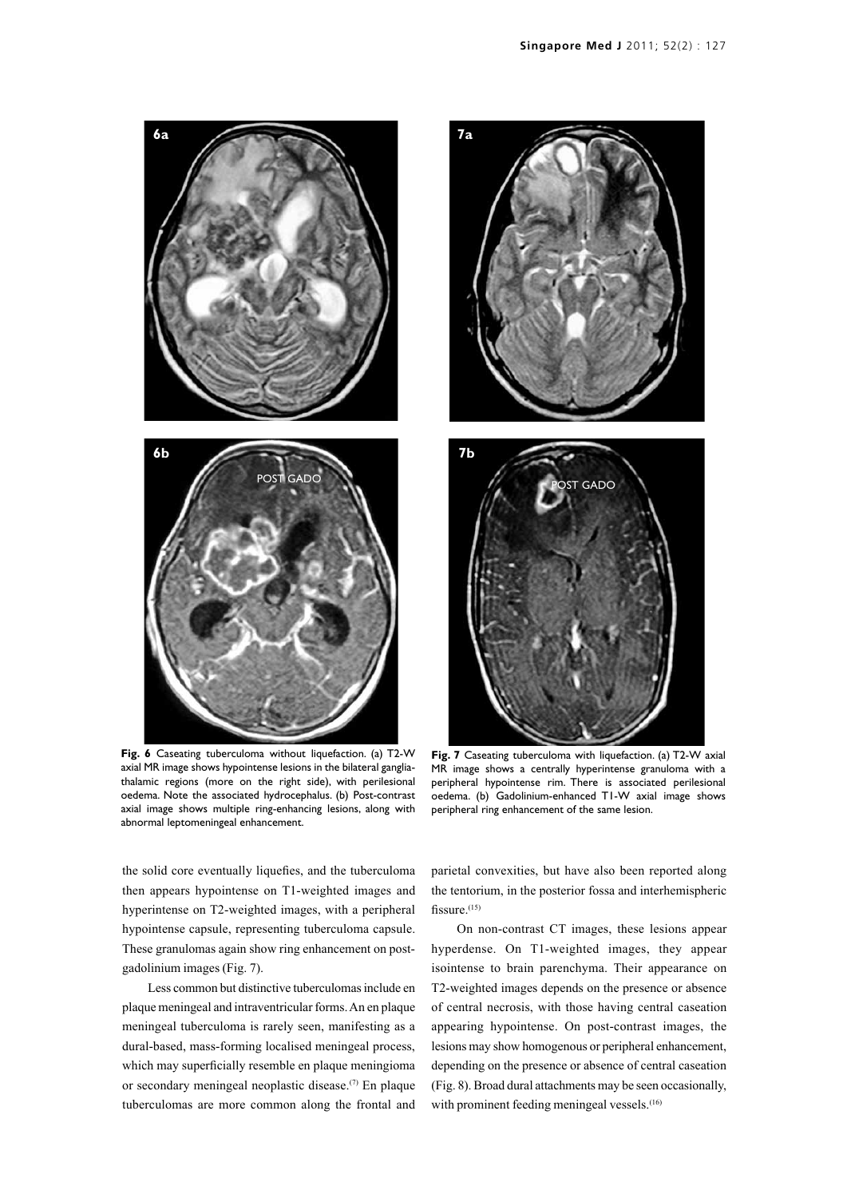**Fig. 6** Caseating tuberculoma without liquefaction. (a) T2-W axial MR image shows hypointense lesions in the bilateral ganglia-thalamic regions (more on the right side), with perilesional oedema. Note the associated hydrocephalus. (b) Post-contrast axial image shows multiple ring-enhancing lesions, along with abnormal leptomeningeal enhancement.

**Fig. 7** Caseating tuberculoma with liquefaction. (a) T2-W axial MR image shows a centrally hyperintense granuloma with a peripheral hypointense rim. There is associated perilesional oedema. (b) Gadolinium-enhanced T1-W axial image shows peripheral ring enhancement of the same lesion.

the solid core eventually liquefies, and the tuberculoma then appears hypointense on T1-weighted images and hyperintense on T2-weighted images, with a peripheral hypointense capsule, representing tuberculoma capsule. These granulomas again show ring enhancement on post-gadolinium images (Fig. 7).

Less common but distinctive tuberculomas include en plaque meningeal and intraventricular forms. An en plaque meningeal tuberculoma is rarely seen, manifesting as a dural-based, mass-forming localised meningeal process, which may superficially resemble en plaque meningioma or secondary meningeal neoplastic disease.[7] En plaque tuberculomas are more common along the frontal and parietal convexities, but have also been reported along the tentorium, in the posterior fossa and interhemispheric fissure.[15]

On non-contrast CT images, these lesions appear hyperdense. On T1-weighted images, they appear isointense to brain parenchyma. Their appearance on T2-weighted images depends on the presence or absence of central necrosis, with those having central caseation appearing hypointense. On post-contrast images, the lesions may show homogenous or peripheral enhancement, depending on the presence or absence of central caseation (Fig. 8). Broad dural attachments may be seen occasionally, with prominent feeding meningeal vessels.[16]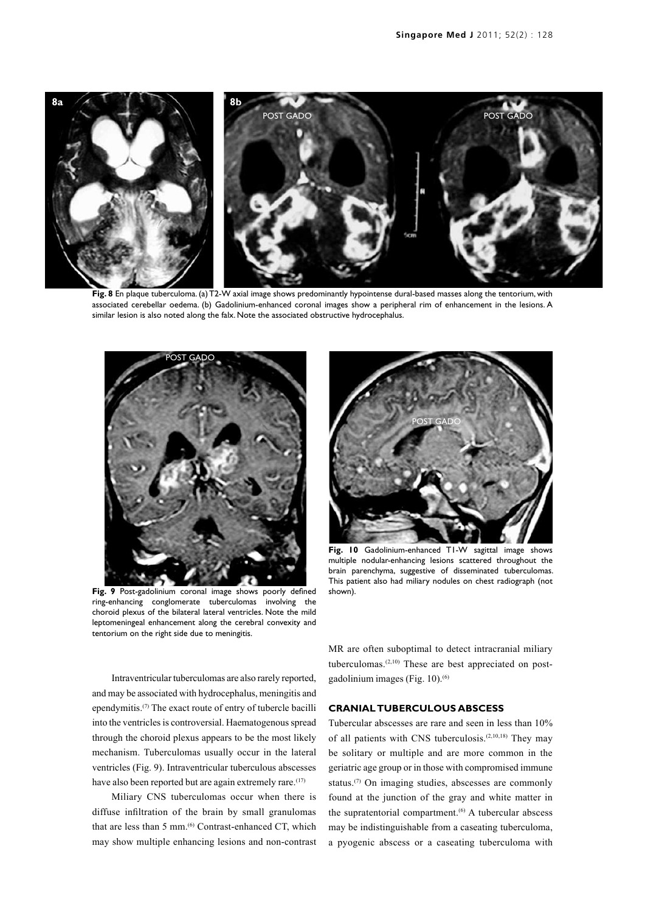**Fig. 8** En plaque tuberculoma. (a) T2-W axial image shows predominantly hypointense dural-based masses along the tentorium, with associated cerebellar oedema. (b) Gadolinium-enhanced coronal images show a peripheral rim of enhancement in the lesions. A similar lesion is also noted along the falx. Note the associated obstructive hydrocephalus.

**Fig. 9** Post-gadolinium coronal image shows poorly defined ring-enhancing conglomerate tuberculomas involving the choroid plexus of the bilateral lateral ventricles. Note the mild leptomeningeal enhancement along the cerebral convexity and tentorium on the right side due to meningitis.

**Fig. 10** Gadolinium-enhanced T1-W sagittal image shows multiple nodular-enhancing lesions scattered throughout the brain parenchyma, suggestive of disseminated tuberculomas. This patient also had miliary nodules on chest radiograph (not shown).

Intraventricular tuberculomas are also rarely reported, and may be associated with hydrocephalus, meningitis and ependymitis.[7] The exact route of entry of tubercle bacilli into the ventricles is controversial. Haematogenous spread through the choroid plexus appears to be the most likely mechanism. Tuberculomas usually occur in the lateral ventricles (Fig. 9). Intraventricular tuberculous abscesses have also been reported but are again extremely rare.[17]

Miliary CNS tuberculomas occur when there is diffuse infiltration of the brain by small granulomas that are less than 5 mm.[6] Contrast-enhanced CT, which may show multiple enhancing lesions and non-contrast MR are often suboptimal to detect intracranial miliary tuberculomas.[2,10] These are best appreciated on post-gadolinium images (Fig. 10).[6]

## CRANIAL TUBERCULOUS ABSCESS

Tubercular abscesses are rare and seen in less than 10% of all patients with CNS tuberculosis.[2,10,18] They may be solitary or multiple and are more common in the geriatric age group or in those with compromised immune status.[7] On imaging studies, abscesses are commonly found at the junction of the gray and white matter in the supratentorial compartment.[6] A tubercular abscess may be indistinguishable from a caseating tuberculoma, a pyogenic abscess or a caseating tuberculoma with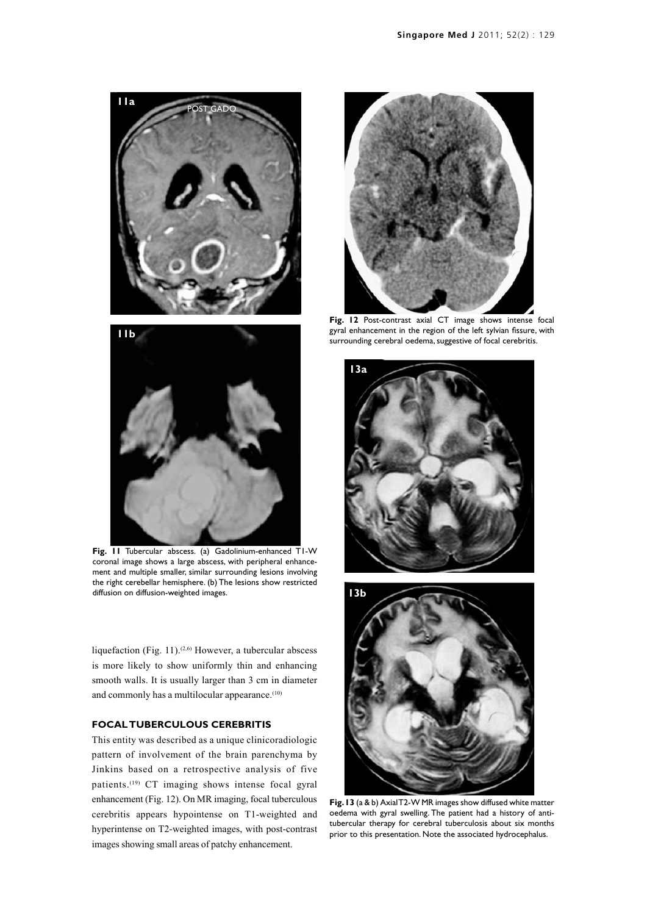Fig. 11 Tubercular abscess. (a) Gadolinium-enhanced T1-W coronal image shows a large abscess, with peripheral enhancement and multiple smaller, similar surrounding lesions involving the right cerebellar hemisphere. (b) The lesions show restricted diffusion on diffusion-weighted images.

Fig. 12 Post-contrast axial CT image shows intense focal gyral enhancement in the region of the left sylvian fissure, with surrounding cerebral oedema, suggestive of focal cerebritis.

Fig. 13 (a & b) Axial T2-W MR images show diffused white matter oedema with gyral swelling. The patient had a history of anti-tubercular therapy for cerebral tuberculosis about six months prior to this presentation. Note the associated hydrocephalus.

liquefaction (Fig. 11).[2,6] However, a tubercular abscess is more likely to show uniformly thin and enhancing smooth walls. It is usually larger than 3 cm in diameter and commonly has a multilocular appearance.[10]

## FOCAL TUBERCULOUS CEREBRITIS

This entity was described as a unique clinicoradiologic pattern of involvement of the brain parenchyma by Jinkins based on a retrospective analysis of five patients.[19] CT imaging shows intense focal gyral enhancement (Fig. 12). On MR imaging, focal tuberculous cerebritis appears hypointense on T1-weighted and hyperintense on T2-weighted images, with post-contrast images showing small areas of patchy enhancement.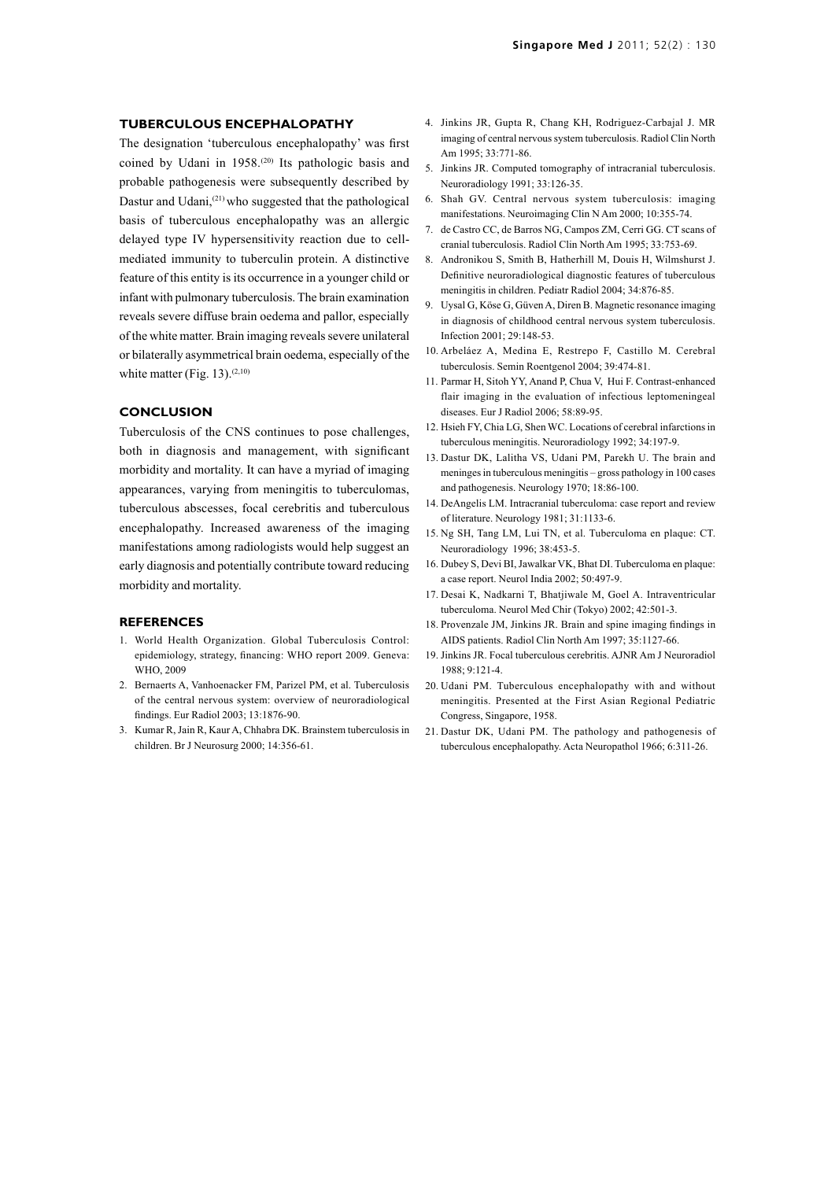## TUBERCULOUS ENCEPHALOPATHY

The designation 'tuberculous encephalopathy' was first coined by Udani in 1958.[20] Its pathologic basis and probable pathogenesis were subsequently described by Dastur and Udani,[21] who suggested that the pathological basis of tuberculous encephalopathy was an allergic delayed type IV hypersensitivity reaction due to cell-mediated immunity to tuberculin protein. A distinctive feature of this entity is its occurrence in a younger child or infant with pulmonary tuberculosis. The brain examination reveals severe diffuse brain oedema and pallor, especially of the white matter. Brain imaging reveals severe unilateral or bilaterally asymmetrical brain oedema, especially of the white matter (Fig. 13).[2,10]

## CONCLUSION

Tuberculosis of the CNS continues to pose challenges, both in diagnosis and management, with significant morbidity and mortality. It can have a myriad of imaging appearances, varying from meningitis to tuberculomas, tuberculous abscesses, focal cerebritis and tuberculous encephalopathy. Increased awareness of the imaging manifestations among radiologists would help suggest an early diagnosis and potentially contribute toward reducing morbidity and mortality.

## REFERENCES

1. World Health Organization. Global Tuberculosis Control: epidemiology, strategy, financing: WHO report 2009. Geneva: WHO, 2009
2. Bernaerts A, Vanhoenacker FM, Parizel PM, et al. Tuberculosis of the central nervous system: overview of neuroradiological findings. Eur Radiol 2003; 13:1876-90.
3. Kumar R, Jain R, Kaur A, Chhabra DK. Brainstem tuberculosis in children. Br J Neurosurg 2000; 14:356-61.
4. Jinkins JR, Gupta R, Chang KH, Rodriguez-Carbajal J. MR imaging of central nervous system tuberculosis. Radiol Clin North Am 1995; 33:771-86.
5. Jinkins JR. Computed tomography of intracranial tuberculosis. Neuroradiology 1991; 33:126-35.
6. Shah GV. Central nervous system tuberculosis: imaging manifestations. Neuroimaging Clin N Am 2000; 10:355-74.
7. de Castro CC, de Barros NG, Campos ZM, Cerri GG. CT scans of cranial tuberculosis. Radiol Clin North Am 1995; 33:753-69.
8. Andronikou S, Smith B, Hatherhill M, Douis H, Wilmshurst J. Definitive neuroradiological diagnostic features of tuberculous meningitis in children. Pediatr Radiol 2004; 34:876-85.
9. Uysal G, Köse G, Güven A, Diren B. Magnetic resonance imaging in diagnosis of childhood central nervous system tuberculosis. Infection 2001; 29:148-53.
10. Arbeláez A, Medina E, Restrepo F, Castillo M. Cerebral tuberculosis. Semin Roentgenol 2004; 39:474-81.
11. Parmar H, Sitoh YY, Anand P, Chua V, Hui F. Contrast-enhanced flair imaging in the evaluation of infectious leptomeningeal diseases. Eur J Radiol 2006; 58:89-95.
12. Hsieh FY, Chia LG, Shen WC. Locations of cerebral infarctions in tuberculous meningitis. Neuroradiology 1992; 34:197-9.
13. Dastur DK, Lalitha VS, Udani PM, Parekh U. The brain and meninges in tuberculous meningitis – gross pathology in 100 cases and pathogenesis. Neurology 1970; 18:86-100.
14. DeAngelis LM. Intracranial tuberculoma: case report and review of literature. Neurology 1981; 31:1133-6.
15. Ng SH, Tang LM, Lui TN, et al. Tuberculoma en plaque: CT. Neuroradiology 1996; 38:453-5.
16. Dubey S, Devi BI, Jawalkar VK, Bhat DI. Tuberculoma en plaque: a case report. Neurol India 2002; 50:497-9.
17. Desai K, Nadkarni T, Bhatjiwale M, Goel A. Intraventricular tuberculoma. Neurol Med Chir (Tokyo) 2002; 42:501-3.
18. Provenzale JM, Jinkins JR. Brain and spine imaging findings in AIDS patients. Radiol Clin North Am 1997; 35:1127-66.
19. Jinkins JR. Focal tuberculous cerebritis. AJNR Am J Neuroradiol 1988; 9:121-4.
20. Udani PM. Tuberculous encephalopathy with and without meningitis. Presented at the First Asian Regional Pediatric Congress, Singapore, 1958.
21. Dastur DK, Udani PM. The pathology and pathogenesis of tuberculous encephalopathy. Acta Neuropathol 1966; 6:311-26.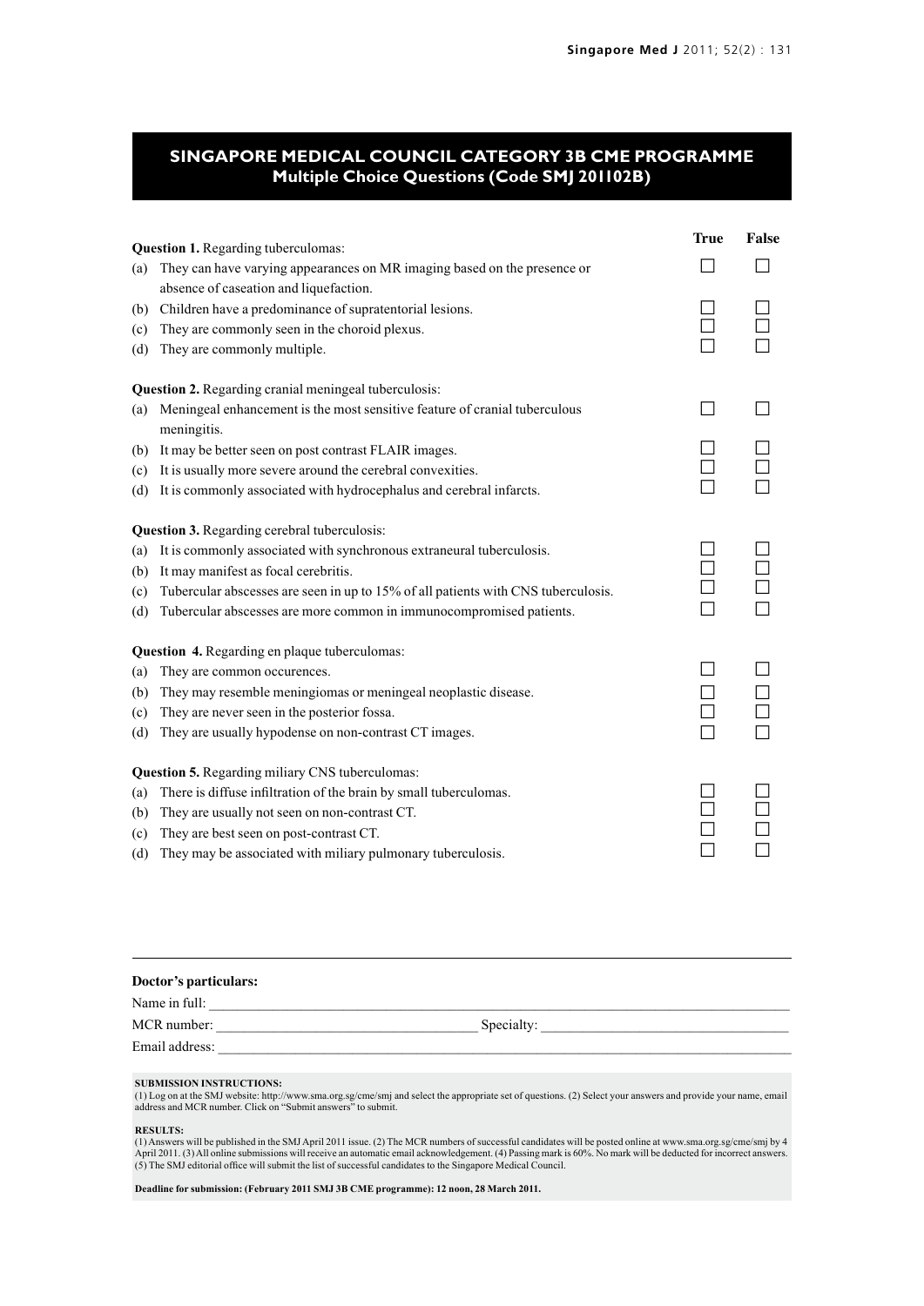## SINGAPORE MEDICAL COUNCIL CATEGORY 3B CME PROGRAMME
### Multiple Choice Questions (Code SMJ 201102B)

| | True | False |
|---|---|---|
| **Question 1.** Regarding tuberculomas: | | |
| (a) They can have varying appearances on MR imaging based on the presence or absence of caseation and liquefaction. | ☐ | ☐ |
| (b) Children have a predominance of supratentorial lesions. | ☐ | ☐ |
| (c) They are commonly seen in the choroid plexus. | ☐ | ☐ |
| (d) They are commonly multiple. | ☐ | ☐ |
| **Question 2.** Regarding cranial meningeal tuberculosis: | | |
| (a) Meningeal enhancement is the most sensitive feature of cranial tuberculous meningitis. | ☐ | ☐ |
| (b) It may be better seen on post contrast FLAIR images. | ☐ | ☐ |
| (c) It is usually more severe around the cerebral convexities. | ☐ | ☐ |
| (d) It is commonly associated with hydrocephalus and cerebral infarcts. | ☐ | ☐ |
| **Question 3.** Regarding cerebral tuberculosis: | | |
| (a) It is commonly associated with synchronous extraneural tuberculosis. | ☐ | ☐ |
| (b) It may manifest as focal cerebritis. | ☐ | ☐ |
| (c) Tubercular abscesses are seen in up to 15% of all patients with CNS tuberculosis. | ☐ | ☐ |
| (d) Tubercular abscesses are more common in immunocompromised patients. | ☐ | ☐ |
| **Question 4.** Regarding en plaque tuberculomas: | | |
| (a) They are common occurences. | ☐ | ☐ |
| (b) They may resemble meningiomas or meningeal neoplastic disease. | ☐ | ☐ |
| (c) They are never seen in the posterior fossa. | ☐ | ☐ |
| (d) They are usually hypodense on non-contrast CT images. | ☐ | ☐ |
| **Question 5.** Regarding miliary CNS tuberculomas: | | |
| (a) There is diffuse infiltration of the brain by small tuberculomas. | ☐ | ☐ |
| (b) They are usually not seen on non-contrast CT. | ☐ | ☐ |
| (c) They are best seen on post-contrast CT. | ☐ | ☐ |
| (d) They may be associated with miliary pulmonary tuberculosis. | ☐ | ☐ |

**Doctor's particulars:**

Name in full: ______________________________

MCR number: ______________________________ Specialty: ______________________________

Email address: ______________________________

**SUBMISSION INSTRUCTIONS:**

(1) Log on at the SMJ website: http://www.sma.org.sg/cme/smj and select the appropriate set of questions. (2) Select your answers and provide your name, email address and MCR number. Click on "Submit answers" to submit.

**RESULTS:**

(1) Answers will be published in the SMJ April 2011 issue. (2) The MCR numbers of successful candidates will be posted online at www.sma.org.sg/cme/smj by 4 April 2011. (3) All online submissions will receive an automatic email acknowledgement. (4) Passing mark is 60%. No mark will be deducted for incorrect answers. (5) The SMJ editorial office will submit the list of successful candidates to the Singapore Medical Council.

**Deadline for submission: (February 2011 SMJ 3B CME programme): 12 noon, 28 March 2011.**